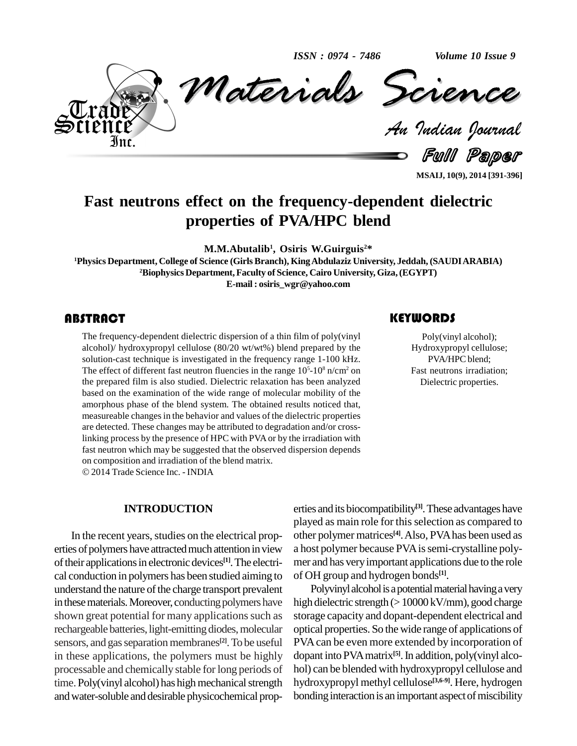# Fast neutrons effect on the frequency-dependent dielectric properties of PVA/HPC blend

**M.M.Abutalib[1], Osiris W.Guirguis[2]***

[1]Physics Department, College of Science (Girls Branch), King Abdulaziz University, Jeddah, (SAUDI ARABIA)
[2]Biophysics Department, Faculty of Science, Cairo University, Giza, (EGYPT)
E-mail : osiris_wgr@yahoo.com

## ABSTRACT

The frequency-dependent dielectric dispersion of a thin film of poly(vinyl alcohol)/ hydroxypropyl cellulose (80/20 wt/wt%) blend prepared by the solution-cast technique is investigated in the frequency range 1-100 kHz. The effect of different fast neutron fluencies in the range $10^5$-$10^8$ n/cm$^2$ on the prepared film is also studied. Dielectric relaxation has been analyzed based on the examination of the wide range of molecular mobility of the amorphous phase of the blend system. The obtained results noticed that, measureable changes in the behavior and values of the dielectric properties are detected. These changes may be attributed to degradation and/or cross-linking process by the presence of HPC with PVA or by the irradiation with fast neutron which may be suggested that the observed dispersion depends on composition and irradiation of the blend matrix.

© 2014 Trade Science Inc. - INDIA

## KEYWORDS

Poly(vinyl alcohol);
Hydroxypropyl cellulose;
PVA/HPC blend;
Fast neutrons irradiation;
Dielectric properties.

## INTRODUCTION

In the recent years, studies on the electrical properties of polymers have attracted much attention in view of their applications in electronic devices[1]. The electrical conduction in polymers has been studied aiming to understand the nature of the charge transport prevalent in these materials. Moreover, conducting polymers have shown great potential for many applications such as rechargeable batteries, light-emitting diodes, molecular sensors, and gas separation membranes[2]. To be useful in these applications, the polymers must be highly processable and chemically stable for long periods of time. Poly(vinyl alcohol) has high mechanical strength and water-soluble and desirable physicochemical properties and its biocompatibility[3]. These advantages have played as main role for this selection as compared to other polymer matrices[4]. Also, PVA has been used as a host polymer because PVA is semi-crystalline polymer and has very important applications due to the role of OH group and hydrogen bonds[1].

Polyvinyl alcohol is a potential material having a very high dielectric strength (> 10000 kV/mm), good charge storage capacity and dopant-dependent electrical and optical properties. So the wide range of applications of PVA can be even more extended by incorporation of dopant into PVA matrix[5]. In addition, poly(vinyl alcohol) can be blended with hydroxypropyl cellulose and hydroxypropyl methyl cellulose[3,6-9]. Here, hydrogen bonding interaction is an important aspect of miscibility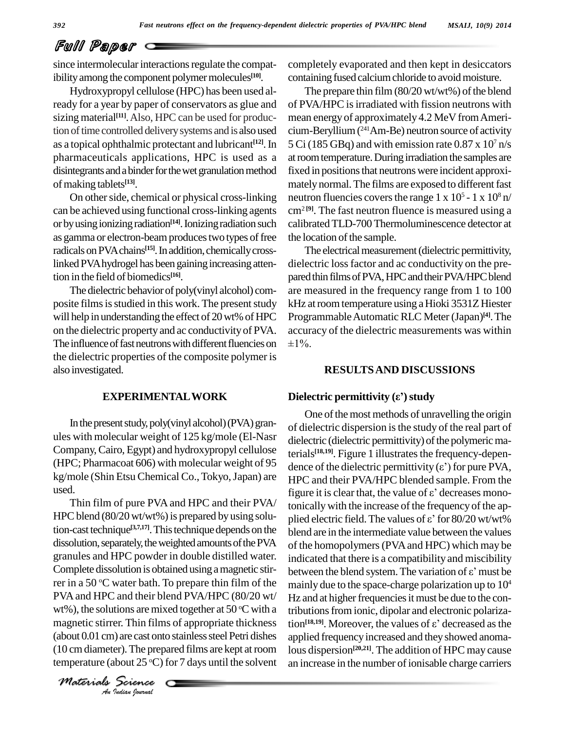since intermolecular interactions regulate the compatibility among the component polymer molecules[10].

Hydroxypropyl cellulose (HPC) has been used already for a year by paper of conservators as glue and sizing material[11]. Also, HPC can be used for production of time controlled delivery systems and is also used as a topical ophthalmic protectant and lubricant[12]. In pharmaceuticals applications, HPC is used as a disintegrants and a binder for the wet granulation method of making tablets[13].

On other side, chemical or physical cross-linking can be achieved using functional cross-linking agents or by using ionizing radiation[14]. Ionizing radiation such as gamma or electron-beam produces two types of free radicals on PVA chains[15]. In addition, chemically cross-linked PVA hydrogel has been gaining increasing attention in the field of biomedics[16].

The dielectric behavior of poly(vinyl alcohol) composite films is studied in this work. The present study will help in understanding the effect of 20 wt% of HPC on the dielectric property and ac conductivity of PVA. The influence of fast neutrons with different fluencies on the dielectric properties of the composite polymer is also investigated.

## EXPERIMENTAL WORK

In the present study, poly(vinyl alcohol) (PVA) granules with molecular weight of 125 kg/mole (El-Nasr Company, Cairo, Egypt) and hydroxypropyl cellulose (HPC; Pharmacoat 606) with molecular weight of 95 kg/mole (Shin Etsu Chemical Co., Tokyo, Japan) are used.

Thin film of pure PVA and HPC and their PVA/HPC blend (80/20 wt/wt%) is prepared by using solution-cast technique[3,7,17]. This technique depends on the dissolution, separately, the weighted amounts of the PVA granules and HPC powder in double distilled water. Complete dissolution is obtained using a magnetic stirrer in a 50 °C water bath. To prepare thin film of the PVA and HPC and their blend PVA/HPC (80/20 wt/wt%), the solutions are mixed together at 50 °C with a magnetic stirrer. Thin films of appropriate thickness (about 0.01 cm) are cast onto stainless steel Petri dishes (10 cm diameter). The prepared films are kept at room temperature (about 25 °C) for 7 days until the solvent completely evaporated and then kept in desiccators containing fused calcium chloride to avoid moisture.

The prepare thin film (80/20 wt/wt%) of the blend of PVA/HPC is irradiated with fission neutrons with mean energy of approximately 4.2 MeV from Americium-Beryllium ($^{241}$Am-Be) neutron source of activity 5 Ci (185 GBq) and with emission rate $0.87 \times 10^7$ n/s at room temperature. During irradiation the samples are fixed in positions that neutrons were incident approximately normal. The films are exposed to different fast neutron fluencies covers the range $1 \times 10^5$ - $1 \times 10^8$ n/cm$^2$ [9]. The fast neutron fluence is measured using a calibrated TLD-700 Thermoluminescence detector at the location of the sample.

The electrical measurement (dielectric permittivity, dielectric loss factor and ac conductivity on the prepared thin films of PVA, HPC and their PVA/HPC blend are measured in the frequency range from 1 to 100 kHz at room temperature using a Hioki 3531Z Hiester Programmable Automatic RLC Meter (Japan)[4]. The accuracy of the dielectric measurements was within ±1%.

## RESULTS AND DISCUSSIONS

### Dielectric permittivity (ε') study

One of the most methods of unravelling the origin of dielectric dispersion is the study of the real part of dielectric (dielectric permittivity) of the polymeric materials[18,19]. Figure 1 illustrates the frequency-dependence of the dielectric permittivity (ε') for pure PVA, HPC and their PVA/HPC blended sample. From the figure it is clear that, the value of ε' decreases monotonically with the increase of the frequency of the applied electric field. The values of ε' for 80/20 wt/wt% blend are in the intermediate value between the values of the homopolymers (PVA and HPC) which may be indicated that there is a compatibility and miscibility between the blend system. The variation of ε' must be mainly due to the space-charge polarization up to $10^4$ Hz and at higher frequencies it must be due to the contributions from ionic, dipolar and electronic polarization[18,19]. Moreover, the values of ε' decreased as the applied frequency increased and they showed anomalous dispersion[20,21]. The addition of HPC may cause an increase in the number of ionisable charge carriers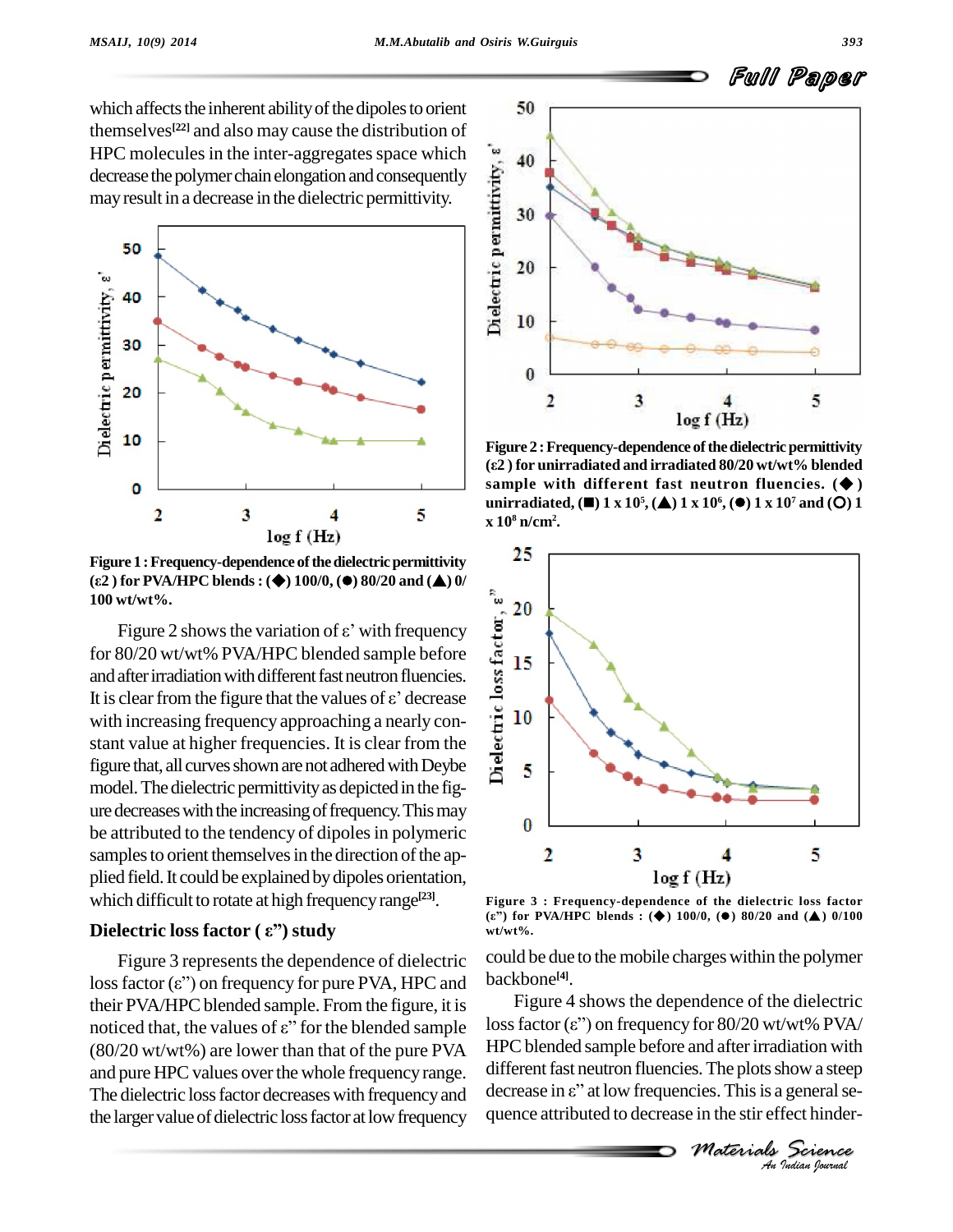which affects the inherent ability of the dipoles to orient themselves[22] and also may cause the distribution of HPC molecules in the inter-aggregates space which decrease the polymer chain elongation and consequently may result in a decrease in the dielectric permittivity.

Figure 1 : Frequency-dependence of the dielectric permittivity ($\varepsilon_2$) for PVA/HPC blends : (◆) 100/0, (●) 80/20 and (▲) 0/100 wt/wt%.

Figure 2 shows the variation of ε' with frequency for 80/20 wt/wt% PVA/HPC blended sample before and after irradiation with different fast neutron fluencies. It is clear from the figure that the values of ε' decrease with increasing frequency approaching a nearly constant value at higher frequencies. It is clear from the figure that, all curves shown are not adhered with Deybe model. The dielectric permittivity as depicted in the figure decreases with the increasing of frequency. This may be attributed to the tendency of dipoles in polymeric samples to orient themselves in the direction of the applied field. It could be explained by dipoles orientation, which difficult to rotate at high frequency range[23].

## Dielectric loss factor (ε") study

Figure 3 represents the dependence of dielectric loss factor (ε") on frequency for pure PVA, HPC and their PVA/HPC blended sample. From the figure, it is noticed that, the values of ε" for the blended sample (80/20 wt/wt%) are lower than that of the pure PVA and pure HPC values over the whole frequency range. The dielectric loss factor decreases with frequency and the larger value of dielectric loss factor at low frequency could be due to the mobile charges within the polymer backbone[4].

Figure 2 : Frequency-dependence of the dielectric permittivity ($\varepsilon_2$) for unirradiated and irradiated 80/20 wt/wt% blended sample with different fast neutron fluencies. (◆) unirradiated, (■) 1 x $10^5$, (▲) 1 x $10^6$, (●) 1 x $10^7$ and (O) 1 x $10^8$ n/cm$^2$.

Figure 3 : Frequency-dependence of the dielectric loss factor (ε") for PVA/HPC blends : (◆) 100/0, (●) 80/20 and (▲) 0/100 wt/wt%.

Figure 4 shows the dependence of the dielectric loss factor (ε") on frequency for 80/20 wt/wt% PVA/HPC blended sample before and after irradiation with different fast neutron fluencies. The plots show a steep decrease in ε" at low frequencies. This is a general sequence attributed to decrease in the stir effect hinder-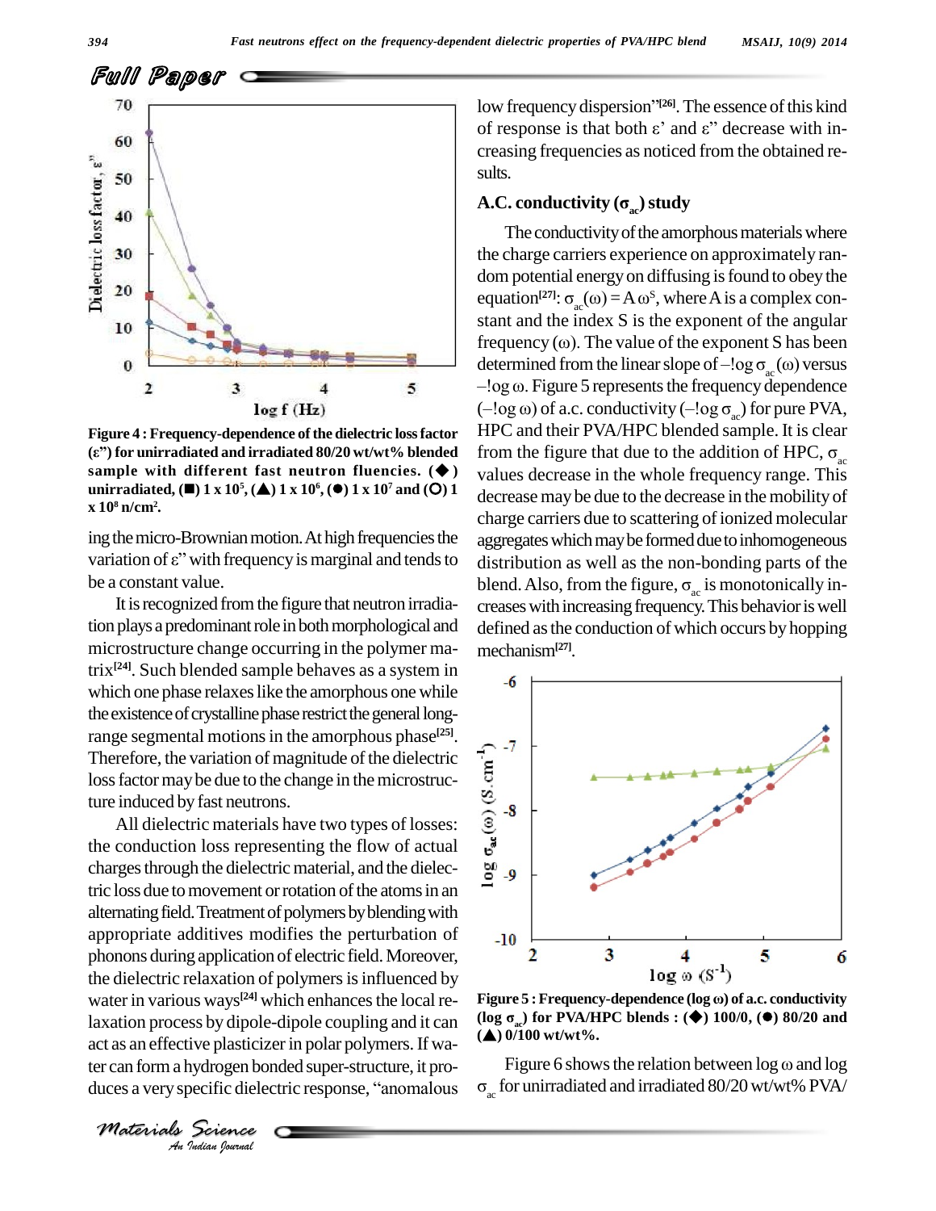Figure 4 : Frequency-dependence of the dielectric loss factor (ε") for unirradiated and irradiated 80/20 wt/wt% blended sample with different fast neutron fluencies. (◆) unirradiated, (■) 1 x 10[5], (▲) 1 x 10[6], (●) 1 x 10[7] and (O) 1 x 10[8] n/cm[2].

ing the micro-Brownian motion. At high frequencies the variation of ε" with frequency is marginal and tends to be a constant value.

It is recognized from the figure that neutron irradiation plays a predominant role in both morphological and microstructure change occurring in the polymer matrix[24]. Such blended sample behaves as a system in which one phase relaxes like the amorphous one while the existence of crystalline phase restrict the general long-range segmental motions in the amorphous phase[25]. Therefore, the variation of magnitude of the dielectric loss factor may be due to the change in the microstructure induced by fast neutrons.

All dielectric materials have two types of losses: the conduction loss representing the flow of actual charges through the dielectric material, and the dielectric loss due to movement or rotation of the atoms in an alternating field. Treatment of polymers by blending with appropriate additives modifies the perturbation of phonons during application of electric field. Moreover, the dielectric relaxation of polymers is influenced by water in various ways[24] which enhances the local relaxation process by dipole-dipole coupling and it can act as an effective plasticizer in polar polymers. If water can form a hydrogen bonded super-structure, it produces a very specific dielectric response, "anomalous low frequency dispersion"[26]. The essence of this kind of response is that both ε' and ε" decrease with increasing frequencies as noticed from the obtained results.

## A.C. conductivity ($\sigma_{ac}$) study

The conductivity of the amorphous materials where the charge carriers experience on approximately random potential energy on diffusing is found to obey the equation[27]: $\sigma_{ac}(\omega) = A\,\omega^S$, where A is a complex constant and the index S is the exponent of the angular frequency (ω). The value of the exponent S has been determined from the linear slope of –!og $\sigma_{ac}(\omega)$ versus –!og ω. Figure 5 represents the frequency dependence (–!og ω) of a.c. conductivity (–!og $\sigma_{ac}$) for pure PVA, HPC and their PVA/HPC blended sample. It is clear from the figure that due to the addition of HPC, $\sigma_{ac}$ values decrease in the whole frequency range. This decrease may be due to the decrease in the mobility of charge carriers due to scattering of ionized molecular aggregates which may be formed due to inhomogeneous distribution as well as the non-bonding parts of the blend. Also, from the figure, $\sigma_{ac}$ is monotonically increases with increasing frequency. This behavior is well defined as the conduction of which occurs by hopping mechanism[27].

Figure 5 : Frequency-dependence (log ω) of a.c. conductivity (log $\sigma_{ac}$) for PVA/HPC blends : (◆) 100/0, (●) 80/20 and (▲) 0/100 wt/wt%.

Figure 6 shows the relation between log ω and log $\sigma_{ac}$ for unirradiated and irradiated 80/20 wt/wt% PVA/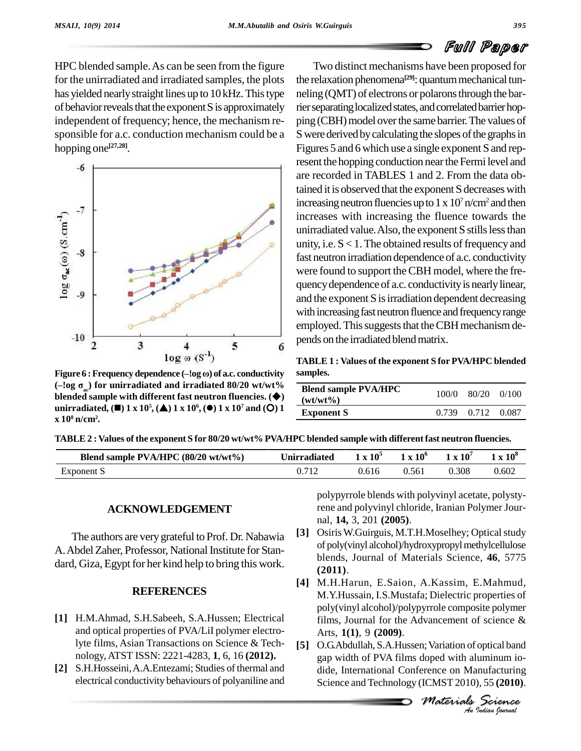HPC blended sample. As can be seen from the figure for the unirradiated and irradiated samples, the plots has yielded nearly straight lines up to 10 kHz. This type of behavior reveals that the exponent S is approximately independent of frequency; hence, the mechanism responsible for a.c. conduction mechanism could be a hopping one[27,28].

**Figure 6 : Frequency dependence (–log ω) of a.c. conductivity (–log $\sigma_{ac}$) for unirradiated and irradiated 80/20 wt/wt% blended sample with different fast neutron fluencies. (◆) unirradiated, (■) 1 x $10^5$, (▲) 1 x $10^6$, (●) 1 x $10^7$ and (○) 1 x $10^8$ n/cm$^2$.**

Two distinct mechanisms have been proposed for the relaxation phenomena[29]: quantum mechanical tunneling (QMT) of electrons or polarons through the barrier separating localized states, and correlated barrier hopping (CBH) model over the same barrier. The values of S were derived by calculating the slopes of the graphs in Figures 5 and 6 which use a single exponent S and represent the hopping conduction near the Fermi level and are recorded in TABLES 1 and 2. From the data obtained it is observed that the exponent S decreases with increasing neutron fluencies up to 1 x $10^7$ n/cm$^2$ and then increases with increasing the fluence towards the unirradiated value. Also, the exponent S stills less than unity, i.e. S < 1. The obtained results of frequency and fast neutron irradiation dependence of a.c. conductivity were found to support the CBH model, where the frequency dependence of a.c. conductivity is nearly linear, and the exponent S is irradiation dependent decreasing with increasing fast neutron fluence and frequency range employed. This suggests that the CBH mechanism depends on the irradiated blend matrix.

**TABLE 1 : Values of the exponent S for PVA/HPC blended samples.**

| Blend sample PVA/HPC (wt/wt%) | 100/0 | 80/20 | 0/100 |
|---|---|---|---|
| Exponent S | 0.739 | 0.712 | 0.087 |

**TABLE 2 : Values of the exponent S for 80/20 wt/wt% PVA/HPC blended sample with different fast neutron fluencies.**

| Blend sample PVA/HPC (80/20 wt/wt%) | Unirradiated | 1 x $10^5$ | 1 x $10^6$ | 1 x $10^7$ | 1 x $10^8$ |
|---|---|---|---|---|---|
| Exponent S | 0.712 | 0.616 | 0.561 | 0.308 | 0.602 |

## ACKNOWLEDGEMENT

The authors are very grateful to Prof. Dr. Nabawia A. Abdel Zaher, Professor, National Institute for Standard, Giza, Egypt for her kind help to bring this work.

## REFERENCES

[1] H.M.Ahmad, S.H.Sabeeh, S.A.Hussen; Electrical and optical properties of PVA/LiI polymer electrolyte films, Asian Transactions on Science & Technology, ATST ISSN: 2221-4283, **1**, 6, 16 **(2012).**

[2] S.H.Hosseini, A.A.Entezami; Studies of thermal and electrical conductivity behaviours of polyaniline and polypyrrole blends with polyvinyl acetate, polystyrene and polyvinyl chloride, Iranian Polymer Journal, **14,** 3, 201 **(2005)**.

[3] Osiris W.Guirguis, M.T.H.Moselhey; Optical study of poly(vinyl alcohol)/hydroxypropyl methylcellulose blends, Journal of Materials Science, **46**, 5775 **(2011)**.

[4] M.H.Harun, E.Saion, A.Kassim, E.Mahmud, M.Y.Hussain, I.S.Mustafa; Dielectric properties of poly(vinyl alcohol)/polypyrrole composite polymer films, Journal for the Advancement of science & Arts, **1(1)**, 9 **(2009)**.

[5] O.G.Abdullah, S.A.Hussen; Variation of optical band gap width of PVA films doped with aluminum iodide, International Conference on Manufacturing Science and Technology (ICMST 2010), 55 **(2010)**.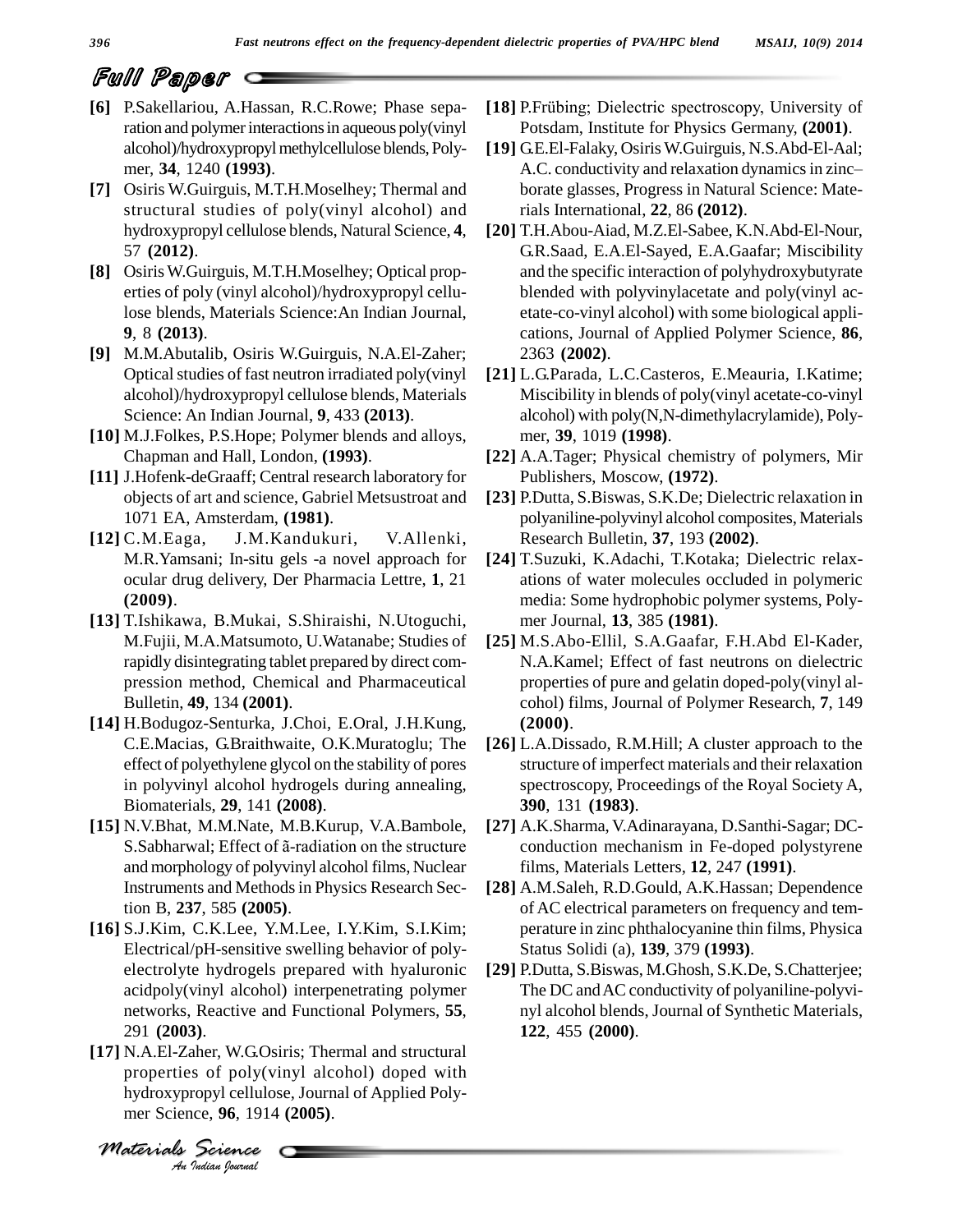**[6]** P.Sakellariou, A.Hassan, R.C.Rowe; Phase separation and polymer interactions in aqueous poly(vinyl alcohol)/hydroxypropyl methylcellulose blends, Polymer, **34**, 1240 **(1993)**.

**[7]** Osiris W.Guirguis, M.T.H.Moselhey; Thermal and structural studies of poly(vinyl alcohol) and hydroxypropyl cellulose blends, Natural Science, **4**, 57 **(2012)**.

**[8]** Osiris W.Guirguis, M.T.H.Moselhey; Optical properties of poly (vinyl alcohol)/hydroxypropyl cellulose blends, Materials Science:An Indian Journal, **9**, 8 **(2013)**.

**[9]** M.M.Abutalib, Osiris W.Guirguis, N.A.El-Zaher; Optical studies of fast neutron irradiated poly(vinyl alcohol)/hydroxypropyl cellulose blends, Materials Science: An Indian Journal, **9**, 433 **(2013)**.

**[10]** M.J.Folkes, P.S.Hope; Polymer blends and alloys, Chapman and Hall, London, **(1993)**.

**[11]** J.Hofenk-deGraaff; Central research laboratory for objects of art and science, Gabriel Metsustroat and 1071 EA, Amsterdam, **(1981)**.

**[12]** C.M.Eaga, J.M.Kandukuri, V.Allenki, M.R.Yamsani; In-situ gels -a novel approach for ocular drug delivery, Der Pharmacia Lettre, **1**, 21 **(2009)**.

**[13]** T.Ishikawa, B.Mukai, S.Shiraishi, N.Utoguchi, M.Fujii, M.A.Matsumoto, U.Watanabe; Studies of rapidly disintegrating tablet prepared by direct compression method, Chemical and Pharmaceutical Bulletin, **49**, 134 **(2001)**.

**[14]** H.Bodugoz-Senturka, J.Choi, E.Oral, J.H.Kung, C.E.Macias, G.Braithwaite, O.K.Muratoglu; The effect of polyethylene glycol on the stability of pores in polyvinyl alcohol hydrogels during annealing, Biomaterials, **29**, 141 **(2008)**.

**[15]** N.V.Bhat, M.M.Nate, M.B.Kurup, V.A.Bambole, S.Sabharwal; Effect of ã-radiation on the structure and morphology of polyvinyl alcohol films, Nuclear Instruments and Methods in Physics Research Section B, **237**, 585 **(2005)**.

**[16]** S.J.Kim, C.K.Lee, Y.M.Lee, I.Y.Kim, S.I.Kim; Electrical/pH-sensitive swelling behavior of polyelectrolyte hydrogels prepared with hyaluronic acidpoly(vinyl alcohol) interpenetrating polymer networks, Reactive and Functional Polymers, **55**, 291 **(2003)**.

**[17]** N.A.El-Zaher, W.G.Osiris; Thermal and structural properties of poly(vinyl alcohol) doped with hydroxypropyl cellulose, Journal of Applied Polymer Science, **96**, 1914 **(2005)**.

**[18]** P.Frübing; Dielectric spectroscopy, University of Potsdam, Institute for Physics Germany, **(2001)**.

**[19]** G.E.El-Falaky, Osiris W.Guirguis, N.S.Abd-El-Aal; A.C. conductivity and relaxation dynamics in zinc–borate glasses, Progress in Natural Science: Materials International, **22**, 86 **(2012)**.

**[20]** T.H.Abou-Aiad, M.Z.El-Sabee, K.N.Abd-El-Nour, G.R.Saad, E.A.El-Sayed, E.A.Gaafar; Miscibility and the specific interaction of polyhydroxybutyrate blended with polyvinylacetate and poly(vinyl acetate-co-vinyl alcohol) with some biological applications, Journal of Applied Polymer Science, **86**, 2363 **(2002)**.

**[21]** L.G.Parada, L.C.Casteros, E.Meauria, I.Katime; Miscibility in blends of poly(vinyl acetate-co-vinyl alcohol) with poly(N,N-dimethylacrylamide), Polymer, **39**, 1019 **(1998)**.

**[22]** A.A.Tager; Physical chemistry of polymers, Mir Publishers, Moscow, **(1972)**.

**[23]** P.Dutta, S.Biswas, S.K.De; Dielectric relaxation in polyaniline-polyvinyl alcohol composites, Materials Research Bulletin, **37**, 193 **(2002)**.

**[24]** T.Suzuki, K.Adachi, T.Kotaka; Dielectric relaxations of water molecules occluded in polymeric media: Some hydrophobic polymer systems, Polymer Journal, **13**, 385 **(1981)**.

**[25]** M.S.Abo-Ellil, S.A.Gaafar, F.H.Abd El-Kader, N.A.Kamel; Effect of fast neutrons on dielectric properties of pure and gelatin doped-poly(vinyl alcohol) films, Journal of Polymer Research, **7**, 149 **(2000)**.

**[26]** L.A.Dissado, R.M.Hill; A cluster approach to the structure of imperfect materials and their relaxation spectroscopy, Proceedings of the Royal Society A, **390**, 131 **(1983)**.

**[27]** A.K.Sharma, V.Adinarayana, D.Santhi-Sagar; DC-conduction mechanism in Fe-doped polystyrene films, Materials Letters, **12**, 247 **(1991)**.

**[28]** A.M.Saleh, R.D.Gould, A.K.Hassan; Dependence of AC electrical parameters on frequency and temperature in zinc phthalocyanine thin films, Physica Status Solidi (a), **139**, 379 **(1993)**.

**[29]** P.Dutta, S.Biswas, M.Ghosh, S.K.De, S.Chatterjee; The DC and AC conductivity of polyaniline-polyvinyl alcohol blends, Journal of Synthetic Materials, **122**, 455 **(2000)**.